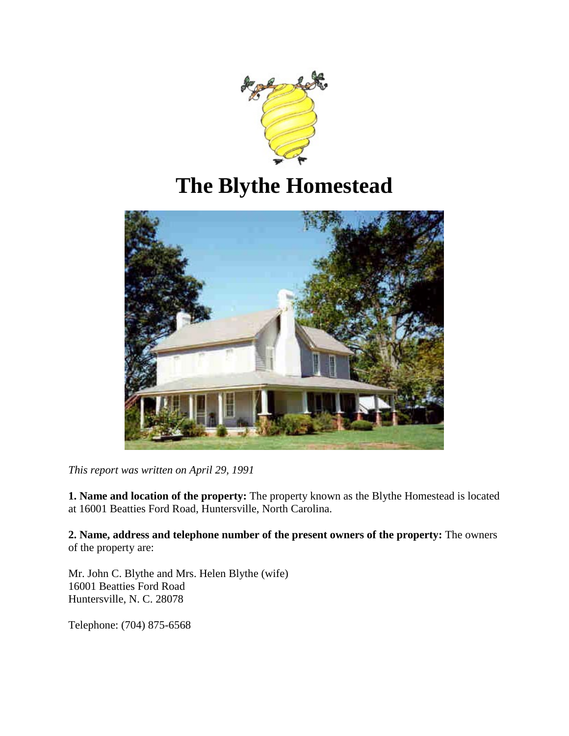# The Blythe Homestead

*This report was written on April 29, 1991*

**1. Name and location of the property:** The property known as the Blythe Homestead is located at 16001 Beatties Ford Road, Huntersville, North Carolina.

**2. Name, address and telephone number of the present owners of the property:** The owners of the property are:

Mr. John C. Blythe and Mrs. Helen Blythe (wife)
16001 Beatties Ford Road
Huntersville, N. C. 28078

Telephone: (704) 875-6568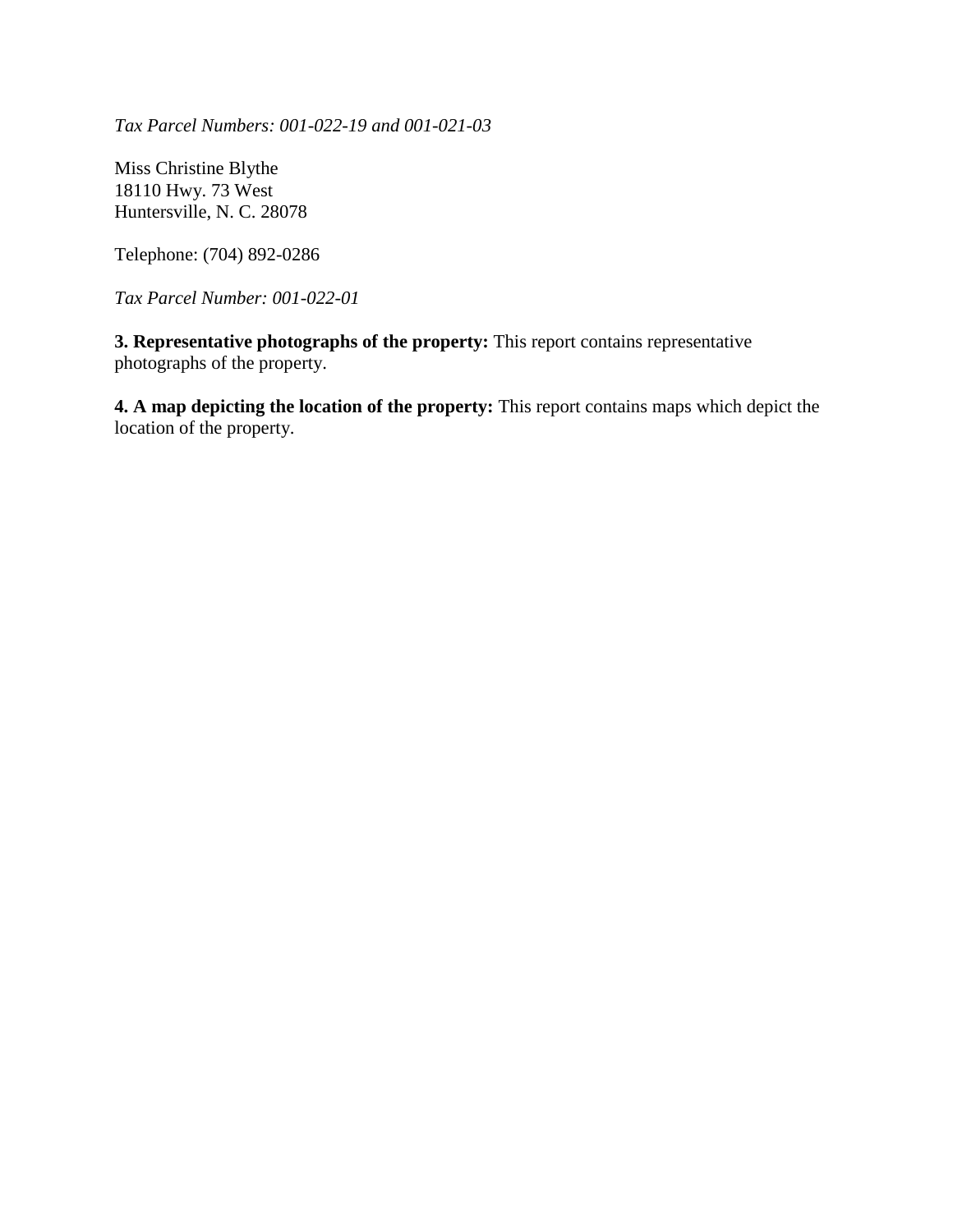*Tax Parcel Numbers: 001-022-19 and 001-021-03*

Miss Christine Blythe
18110 Hwy. 73 West
Huntersville, N. C. 28078

Telephone: (704) 892-0286

*Tax Parcel Number: 001-022-01*

**3. Representative photographs of the property:** This report contains representative photographs of the property.

**4. A map depicting the location of the property:** This report contains maps which depict the location of the property.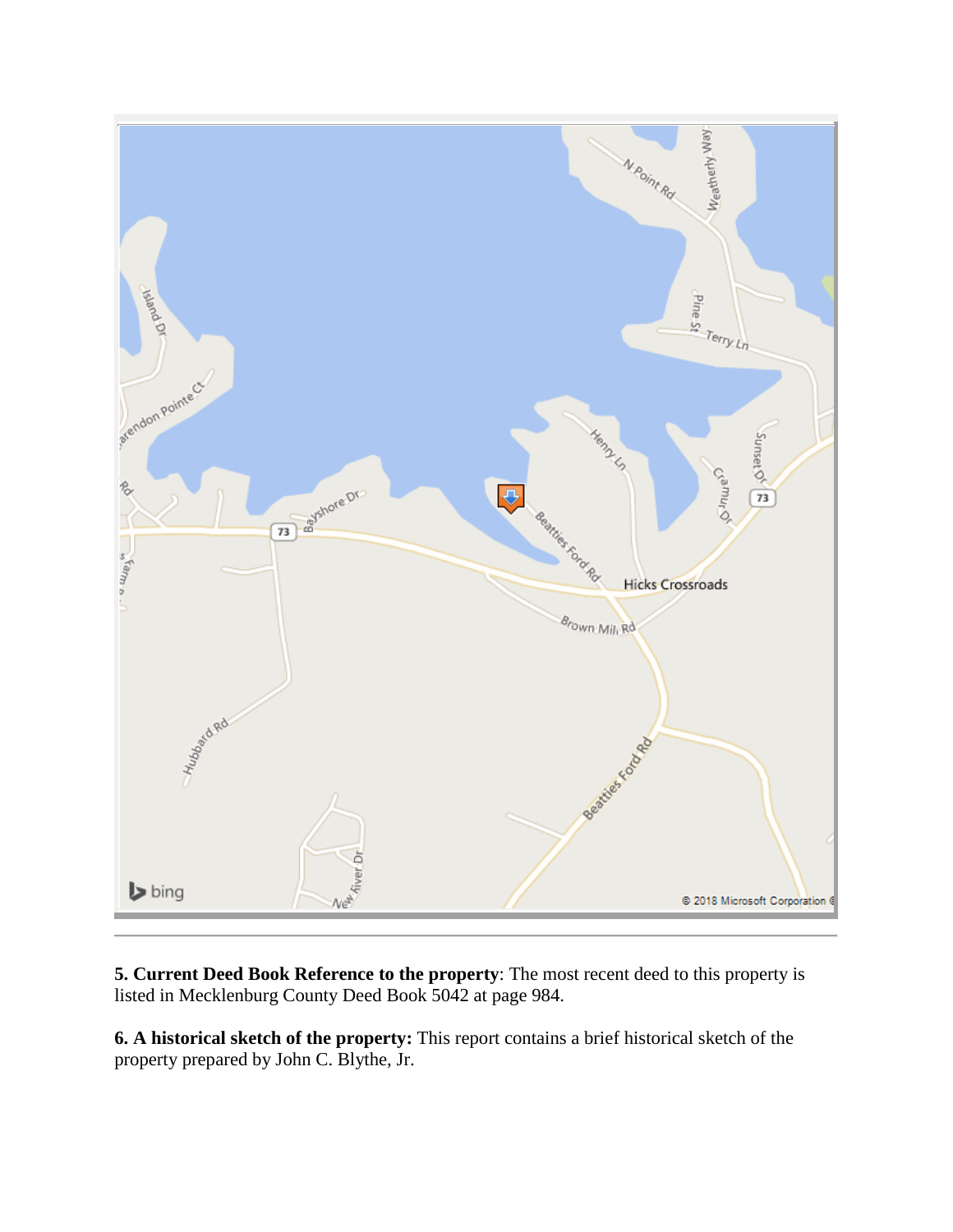**5. Current Deed Book Reference to the property**: The most recent deed to this property is listed in Mecklenburg County Deed Book 5042 at page 984.

**6. A historical sketch of the property:** This report contains a brief historical sketch of the property prepared by John C. Blythe, Jr.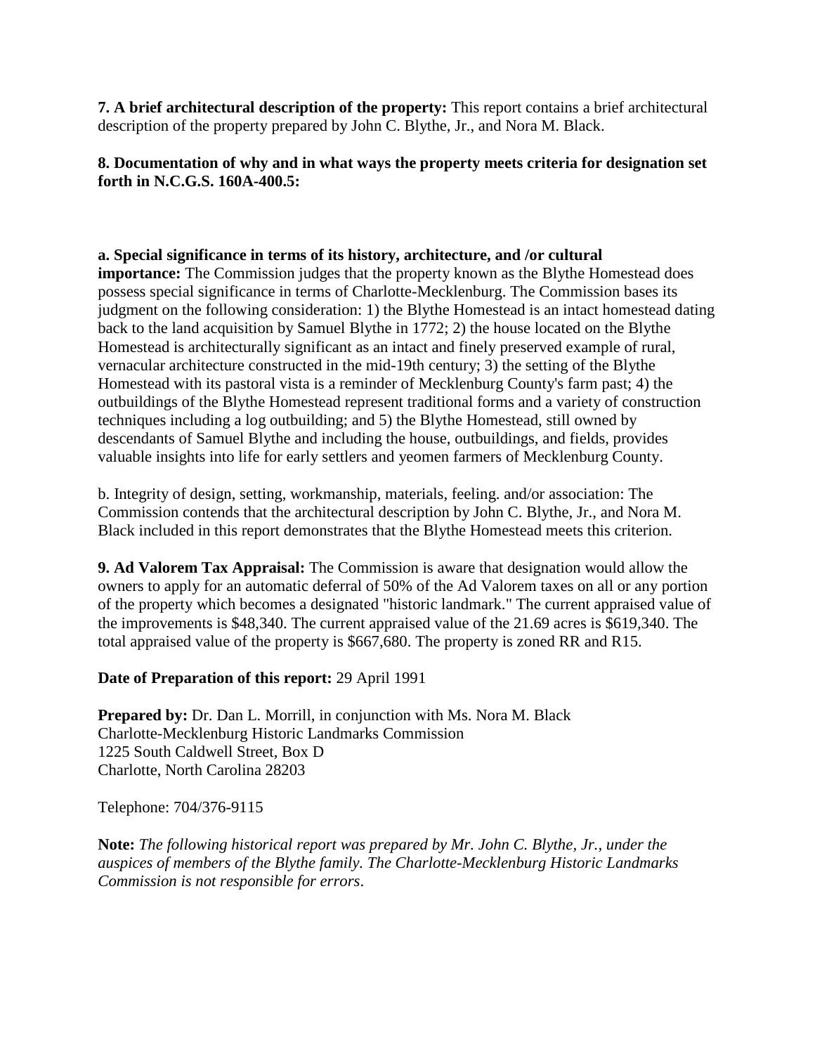**7. A brief architectural description of the property:** This report contains a brief architectural description of the property prepared by John C. Blythe, Jr., and Nora M. Black.

**8. Documentation of why and in what ways the property meets criteria for designation set forth in N.C.G.S. 160A-400.5:**

**a. Special significance in terms of its history, architecture, and /or cultural importance:** The Commission judges that the property known as the Blythe Homestead does possess special significance in terms of Charlotte-Mecklenburg. The Commission bases its judgment on the following consideration: 1) the Blythe Homestead is an intact homestead dating back to the land acquisition by Samuel Blythe in 1772; 2) the house located on the Blythe Homestead is architecturally significant as an intact and finely preserved example of rural, vernacular architecture constructed in the mid-19th century; 3) the setting of the Blythe Homestead with its pastoral vista is a reminder of Mecklenburg County's farm past; 4) the outbuildings of the Blythe Homestead represent traditional forms and a variety of construction techniques including a log outbuilding; and 5) the Blythe Homestead, still owned by descendants of Samuel Blythe and including the house, outbuildings, and fields, provides valuable insights into life for early settlers and yeomen farmers of Mecklenburg County.

b. Integrity of design, setting, workmanship, materials, feeling. and/or association: The Commission contends that the architectural description by John C. Blythe, Jr., and Nora M. Black included in this report demonstrates that the Blythe Homestead meets this criterion.

**9. Ad Valorem Tax Appraisal:** The Commission is aware that designation would allow the owners to apply for an automatic deferral of 50% of the Ad Valorem taxes on all or any portion of the property which becomes a designated "historic landmark." The current appraised value of the improvements is $48,340. The current appraised value of the 21.69 acres is $619,340. The total appraised value of the property is $667,680. The property is zoned RR and R15.

**Date of Preparation of this report:** 29 April 1991

**Prepared by:** Dr. Dan L. Morrill, in conjunction with Ms. Nora M. Black
Charlotte-Mecklenburg Historic Landmarks Commission
1225 South Caldwell Street, Box D
Charlotte, North Carolina 28203

Telephone: 704/376-9115

**Note:** *The following historical report was prepared by Mr. John C. Blythe, Jr., under the auspices of members of the Blythe family. The Charlotte-Mecklenburg Historic Landmarks Commission is not responsible for errors*.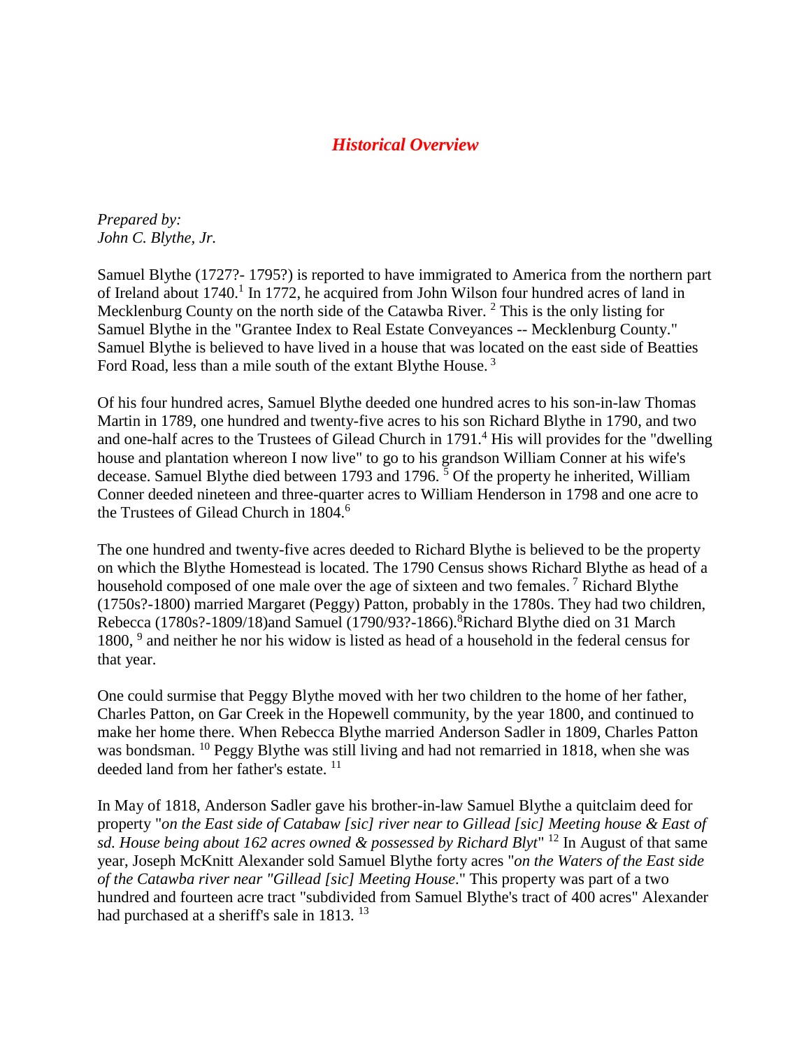## *Historical Overview*

*Prepared by:*
*John C. Blythe, Jr.*

Samuel Blythe (1727?- 1795?) is reported to have immigrated to America from the northern part of Ireland about 1740.[1] In 1772, he acquired from John Wilson four hundred acres of land in Mecklenburg County on the north side of the Catawba River. [2] This is the only listing for Samuel Blythe in the "Grantee Index to Real Estate Conveyances -- Mecklenburg County." Samuel Blythe is believed to have lived in a house that was located on the east side of Beatties Ford Road, less than a mile south of the extant Blythe House. [3]

Of his four hundred acres, Samuel Blythe deeded one hundred acres to his son-in-law Thomas Martin in 1789, one hundred and twenty-five acres to his son Richard Blythe in 1790, and two and one-half acres to the Trustees of Gilead Church in 1791.[4] His will provides for the "dwelling house and plantation whereon I now live" to go to his grandson William Conner at his wife's decease. Samuel Blythe died between 1793 and 1796. [5] Of the property he inherited, William Conner deeded nineteen and three-quarter acres to William Henderson in 1798 and one acre to the Trustees of Gilead Church in 1804.[6]

The one hundred and twenty-five acres deeded to Richard Blythe is believed to be the property on which the Blythe Homestead is located. The 1790 Census shows Richard Blythe as head of a household composed of one male over the age of sixteen and two females. [7] Richard Blythe (1750s?-1800) married Margaret (Peggy) Patton, probably in the 1780s. They had two children, Rebecca (1780s?-1809/18)and Samuel (1790/93?-1866).[8]Richard Blythe died on 31 March 1800, [9] and neither he nor his widow is listed as head of a household in the federal census for that year.

One could surmise that Peggy Blythe moved with her two children to the home of her father, Charles Patton, on Gar Creek in the Hopewell community, by the year 1800, and continued to make her home there. When Rebecca Blythe married Anderson Sadler in 1809, Charles Patton was bondsman. [10] Peggy Blythe was still living and had not remarried in 1818, when she was deeded land from her father's estate. [11]

In May of 1818, Anderson Sadler gave his brother-in-law Samuel Blythe a quitclaim deed for property "*on the East side of Catabaw [sic] river near to Gillead [sic] Meeting house & East of sd. House being about 162 acres owned & possessed by Richard Blyt*" [12] In August of that same year, Joseph McKnitt Alexander sold Samuel Blythe forty acres "*on the Waters of the East side of the Catawba river near "Gillead [sic] Meeting House*." This property was part of a two hundred and fourteen acre tract "subdivided from Samuel Blythe's tract of 400 acres" Alexander had purchased at a sheriff's sale in 1813. [13]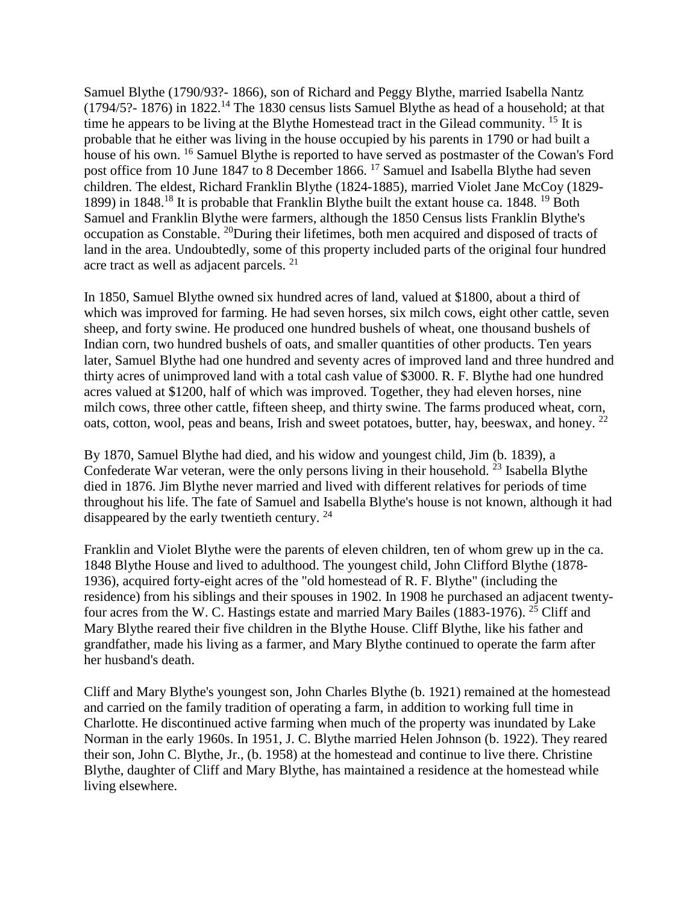Samuel Blythe (1790/93?- 1866), son of Richard and Peggy Blythe, married Isabella Nantz (1794/5?- 1876) in 1822.[14] The 1830 census lists Samuel Blythe as head of a household; at that time he appears to be living at the Blythe Homestead tract in the Gilead community. [15] It is probable that he either was living in the house occupied by his parents in 1790 or had built a house of his own. [16] Samuel Blythe is reported to have served as postmaster of the Cowan's Ford post office from 10 June 1847 to 8 December 1866. [17] Samuel and Isabella Blythe had seven children. The eldest, Richard Franklin Blythe (1824-1885), married Violet Jane McCoy (1829-1899) in 1848.[18] It is probable that Franklin Blythe built the extant house ca. 1848. [19] Both Samuel and Franklin Blythe were farmers, although the 1850 Census lists Franklin Blythe's occupation as Constable. [20]During their lifetimes, both men acquired and disposed of tracts of land in the area. Undoubtedly, some of this property included parts of the original four hundred acre tract as well as adjacent parcels. [21]

In 1850, Samuel Blythe owned six hundred acres of land, valued at $1800, about a third of which was improved for farming. He had seven horses, six milch cows, eight other cattle, seven sheep, and forty swine. He produced one hundred bushels of wheat, one thousand bushels of Indian corn, two hundred bushels of oats, and smaller quantities of other products. Ten years later, Samuel Blythe had one hundred and seventy acres of improved land and three hundred and thirty acres of unimproved land with a total cash value of $3000. R. F. Blythe had one hundred acres valued at $1200, half of which was improved. Together, they had eleven horses, nine milch cows, three other cattle, fifteen sheep, and thirty swine. The farms produced wheat, corn, oats, cotton, wool, peas and beans, Irish and sweet potatoes, butter, hay, beeswax, and honey. [22]

By 1870, Samuel Blythe had died, and his widow and youngest child, Jim (b. 1839), a Confederate War veteran, were the only persons living in their household. [23] Isabella Blythe died in 1876. Jim Blythe never married and lived with different relatives for periods of time throughout his life. The fate of Samuel and Isabella Blythe's house is not known, although it had disappeared by the early twentieth century. [24]

Franklin and Violet Blythe were the parents of eleven children, ten of whom grew up in the ca. 1848 Blythe House and lived to adulthood. The youngest child, John Clifford Blythe (1878-1936), acquired forty-eight acres of the "old homestead of R. F. Blythe" (including the residence) from his siblings and their spouses in 1902. In 1908 he purchased an adjacent twenty-four acres from the W. C. Hastings estate and married Mary Bailes (1883-1976). [25] Cliff and Mary Blythe reared their five children in the Blythe House. Cliff Blythe, like his father and grandfather, made his living as a farmer, and Mary Blythe continued to operate the farm after her husband's death.

Cliff and Mary Blythe's youngest son, John Charles Blythe (b. 1921) remained at the homestead and carried on the family tradition of operating a farm, in addition to working full time in Charlotte. He discontinued active farming when much of the property was inundated by Lake Norman in the early 1960s. In 1951, J. C. Blythe married Helen Johnson (b. 1922). They reared their son, John C. Blythe, Jr., (b. 1958) at the homestead and continue to live there. Christine Blythe, daughter of Cliff and Mary Blythe, has maintained a residence at the homestead while living elsewhere.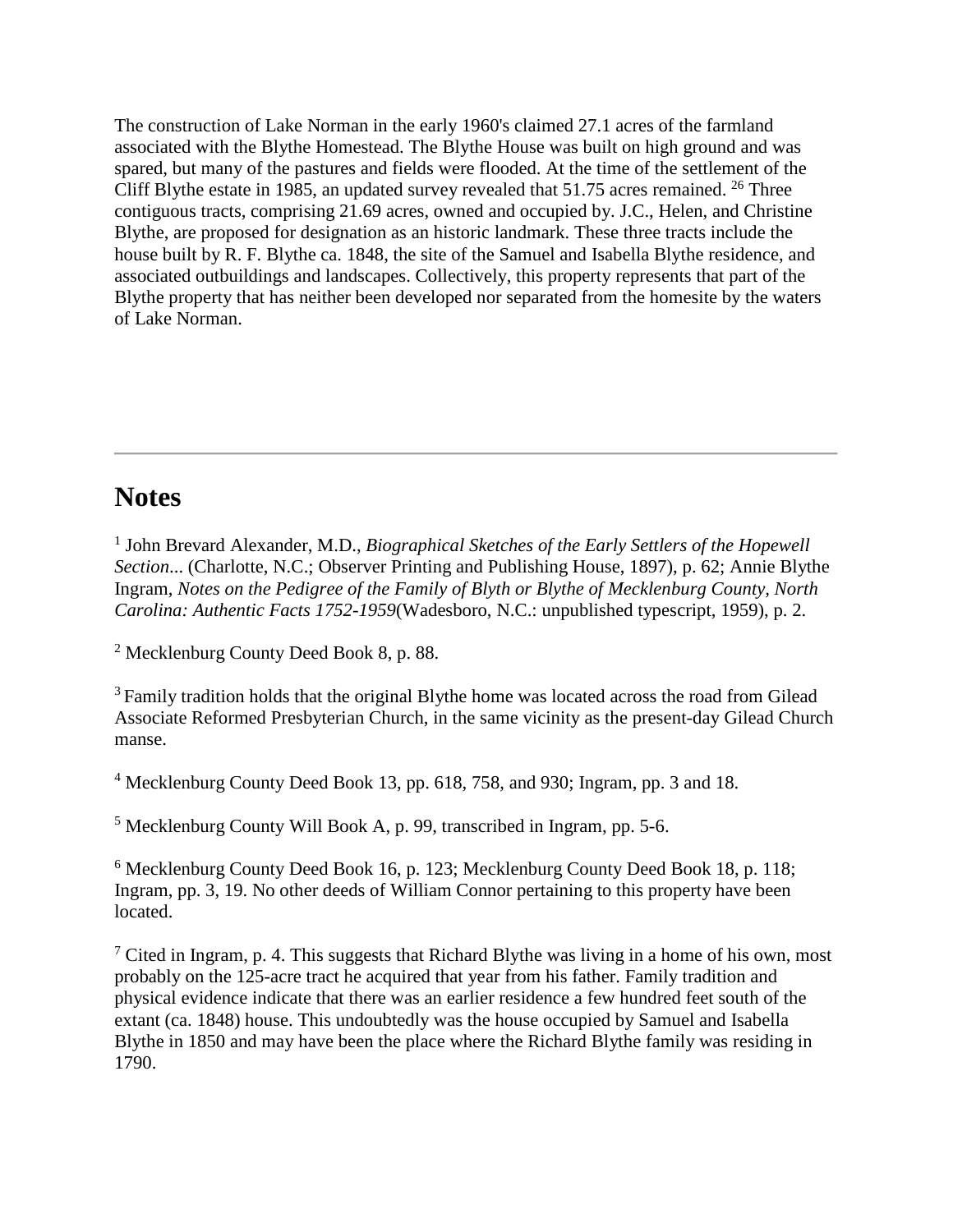The construction of Lake Norman in the early 1960's claimed 27.1 acres of the farmland associated with the Blythe Homestead. The Blythe House was built on high ground and was spared, but many of the pastures and fields were flooded. At the time of the settlement of the Cliff Blythe estate in 1985, an updated survey revealed that 51.75 acres remained. [26] Three contiguous tracts, comprising 21.69 acres, owned and occupied by. J.C., Helen, and Christine Blythe, are proposed for designation as an historic landmark. These three tracts include the house built by R. F. Blythe ca. 1848, the site of the Samuel and Isabella Blythe residence, and associated outbuildings and landscapes. Collectively, this property represents that part of the Blythe property that has neither been developed nor separated from the homesite by the waters of Lake Norman.

---

## Notes

[1] John Brevard Alexander, M.D., *Biographical Sketches of the Early Settlers of the Hopewell Section*... (Charlotte, N.C.; Observer Printing and Publishing House, 1897), p. 62; Annie Blythe Ingram, *Notes on the Pedigree of the Family of Blyth or Blythe of Mecklenburg County, North Carolina: Authentic Facts 1752-1959*(Wadesboro, N.C.: unpublished typescript, 1959), p. 2.

[2] Mecklenburg County Deed Book 8, p. 88.

[3] Family tradition holds that the original Blythe home was located across the road from Gilead Associate Reformed Presbyterian Church, in the same vicinity as the present-day Gilead Church manse.

[4] Mecklenburg County Deed Book 13, pp. 618, 758, and 930; Ingram, pp. 3 and 18.

[5] Mecklenburg County Will Book A, p. 99, transcribed in Ingram, pp. 5-6.

[6] Mecklenburg County Deed Book 16, p. 123; Mecklenburg County Deed Book 18, p. 118; Ingram, pp. 3, 19. No other deeds of William Connor pertaining to this property have been located.

[7] Cited in Ingram, p. 4. This suggests that Richard Blythe was living in a home of his own, most probably on the 125-acre tract he acquired that year from his father. Family tradition and physical evidence indicate that there was an earlier residence a few hundred feet south of the extant (ca. 1848) house. This undoubtedly was the house occupied by Samuel and Isabella Blythe in 1850 and may have been the place where the Richard Blythe family was residing in 1790.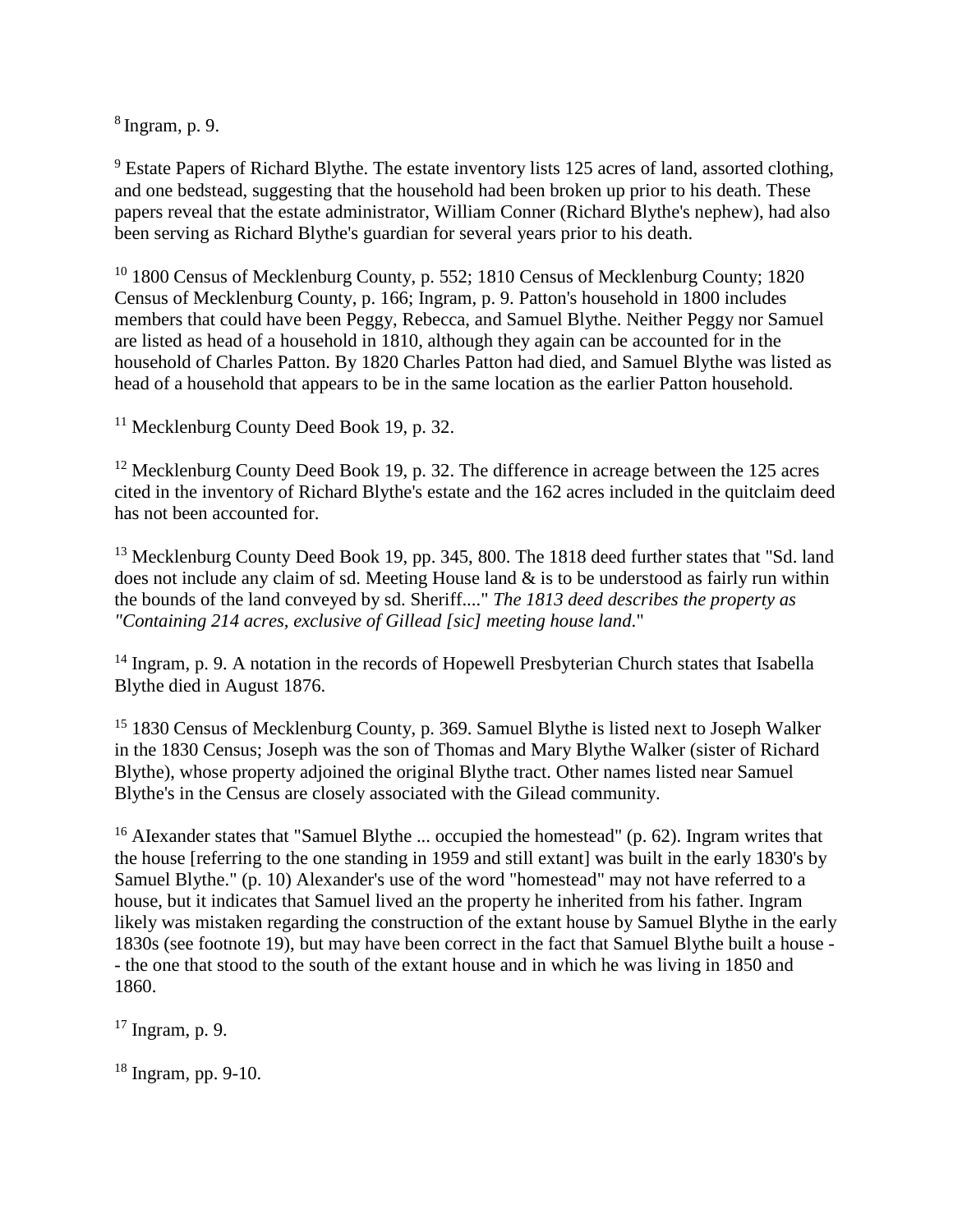[8] Ingram, p. 9.

[9] Estate Papers of Richard Blythe. The estate inventory lists 125 acres of land, assorted clothing, and one bedstead, suggesting that the household had been broken up prior to his death. These papers reveal that the estate administrator, William Conner (Richard Blythe's nephew), had also been serving as Richard Blythe's guardian for several years prior to his death.

[10] 1800 Census of Mecklenburg County, p. 552; 1810 Census of Mecklenburg County; 1820 Census of Mecklenburg County, p. 166; Ingram, p. 9. Patton's household in 1800 includes members that could have been Peggy, Rebecca, and Samuel Blythe. Neither Peggy nor Samuel are listed as head of a household in 1810, although they again can be accounted for in the household of Charles Patton. By 1820 Charles Patton had died, and Samuel Blythe was listed as head of a household that appears to be in the same location as the earlier Patton household.

[11] Mecklenburg County Deed Book 19, p. 32.

[12] Mecklenburg County Deed Book 19, p. 32. The difference in acreage between the 125 acres cited in the inventory of Richard Blythe's estate and the 162 acres included in the quitclaim deed has not been accounted for.

[13] Mecklenburg County Deed Book 19, pp. 345, 800. The 1818 deed further states that "Sd. land does not include any claim of sd. Meeting House land & is to be understood as fairly run within the bounds of the land conveyed by sd. Sheriff...." *The 1813 deed describes the property as "Containing 214 acres, exclusive of Gillead [sic] meeting house land*."

[14] Ingram, p. 9. A notation in the records of Hopewell Presbyterian Church states that Isabella Blythe died in August 1876.

[15] 1830 Census of Mecklenburg County, p. 369. Samuel Blythe is listed next to Joseph Walker in the 1830 Census; Joseph was the son of Thomas and Mary Blythe Walker (sister of Richard Blythe), whose property adjoined the original Blythe tract. Other names listed near Samuel Blythe's in the Census are closely associated with the Gilead community.

[16] AIexander states that "Samuel Blythe ... occupied the homestead" (p. 62). Ingram writes that the house [referring to the one standing in 1959 and still extant] was built in the early 1830's by Samuel Blythe." (p. 10) Alexander's use of the word "homestead" may not have referred to a house, but it indicates that Samuel lived an the property he inherited from his father. Ingram likely was mistaken regarding the construction of the extant house by Samuel Blythe in the early 1830s (see footnote 19), but may have been correct in the fact that Samuel Blythe built a house -- the one that stood to the south of the extant house and in which he was living in 1850 and 1860.

[17] Ingram, p. 9.

[18] Ingram, pp. 9-10.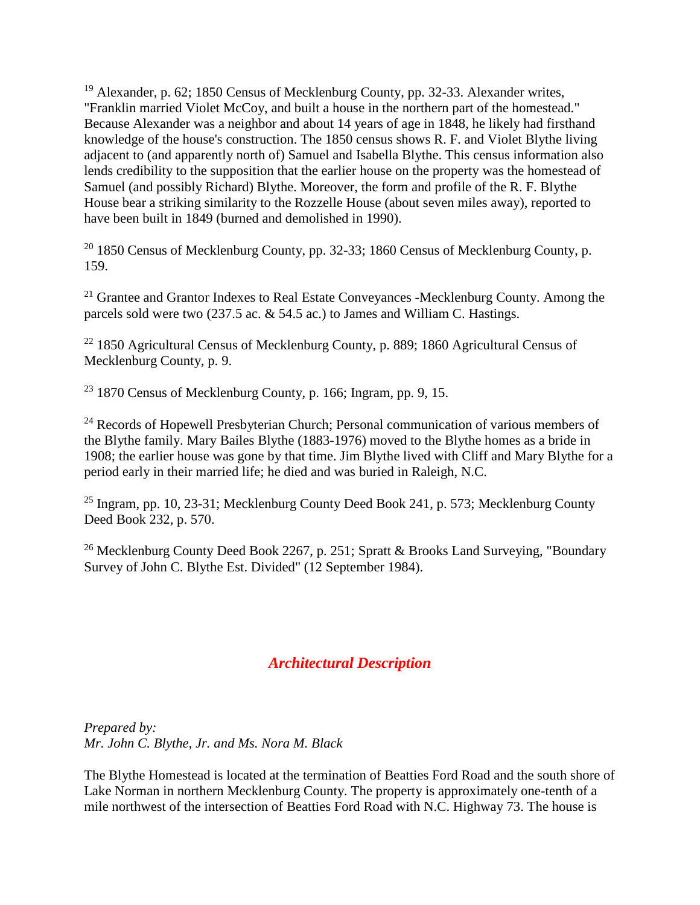[19] Alexander, p. 62; 1850 Census of Mecklenburg County, pp. 32-33. Alexander writes, "Franklin married Violet McCoy, and built a house in the northern part of the homestead." Because Alexander was a neighbor and about 14 years of age in 1848, he likely had firsthand knowledge of the house's construction. The 1850 census shows R. F. and Violet Blythe living adjacent to (and apparently north of) Samuel and Isabella Blythe. This census information also lends credibility to the supposition that the earlier house on the property was the homestead of Samuel (and possibly Richard) Blythe. Moreover, the form and profile of the R. F. Blythe House bear a striking similarity to the Rozzelle House (about seven miles away), reported to have been built in 1849 (burned and demolished in 1990).

[20] 1850 Census of Mecklenburg County, pp. 32-33; 1860 Census of Mecklenburg County, p. 159.

[21] Grantee and Grantor Indexes to Real Estate Conveyances -Mecklenburg County. Among the parcels sold were two (237.5 ac. & 54.5 ac.) to James and William C. Hastings.

[22] 1850 Agricultural Census of Mecklenburg County, p. 889; 1860 Agricultural Census of Mecklenburg County, p. 9.

[23] 1870 Census of Mecklenburg County, p. 166; Ingram, pp. 9, 15.

[24] Records of Hopewell Presbyterian Church; Personal communication of various members of the Blythe family. Mary Bailes Blythe (1883-1976) moved to the Blythe homes as a bride in 1908; the earlier house was gone by that time. Jim Blythe lived with Cliff and Mary Blythe for a period early in their married life; he died and was buried in Raleigh, N.C.

[25] Ingram, pp. 10, 23-31; Mecklenburg County Deed Book 241, p. 573; Mecklenburg County Deed Book 232, p. 570.

[26] Mecklenburg County Deed Book 2267, p. 251; Spratt & Brooks Land Surveying, "Boundary Survey of John C. Blythe Est. Divided" (12 September 1984).

## *Architectural Description*

*Prepared by:*
*Mr. John C. Blythe, Jr. and Ms. Nora M. Black*

The Blythe Homestead is located at the termination of Beatties Ford Road and the south shore of Lake Norman in northern Mecklenburg County. The property is approximately one-tenth of a mile northwest of the intersection of Beatties Ford Road with N.C. Highway 73. The house is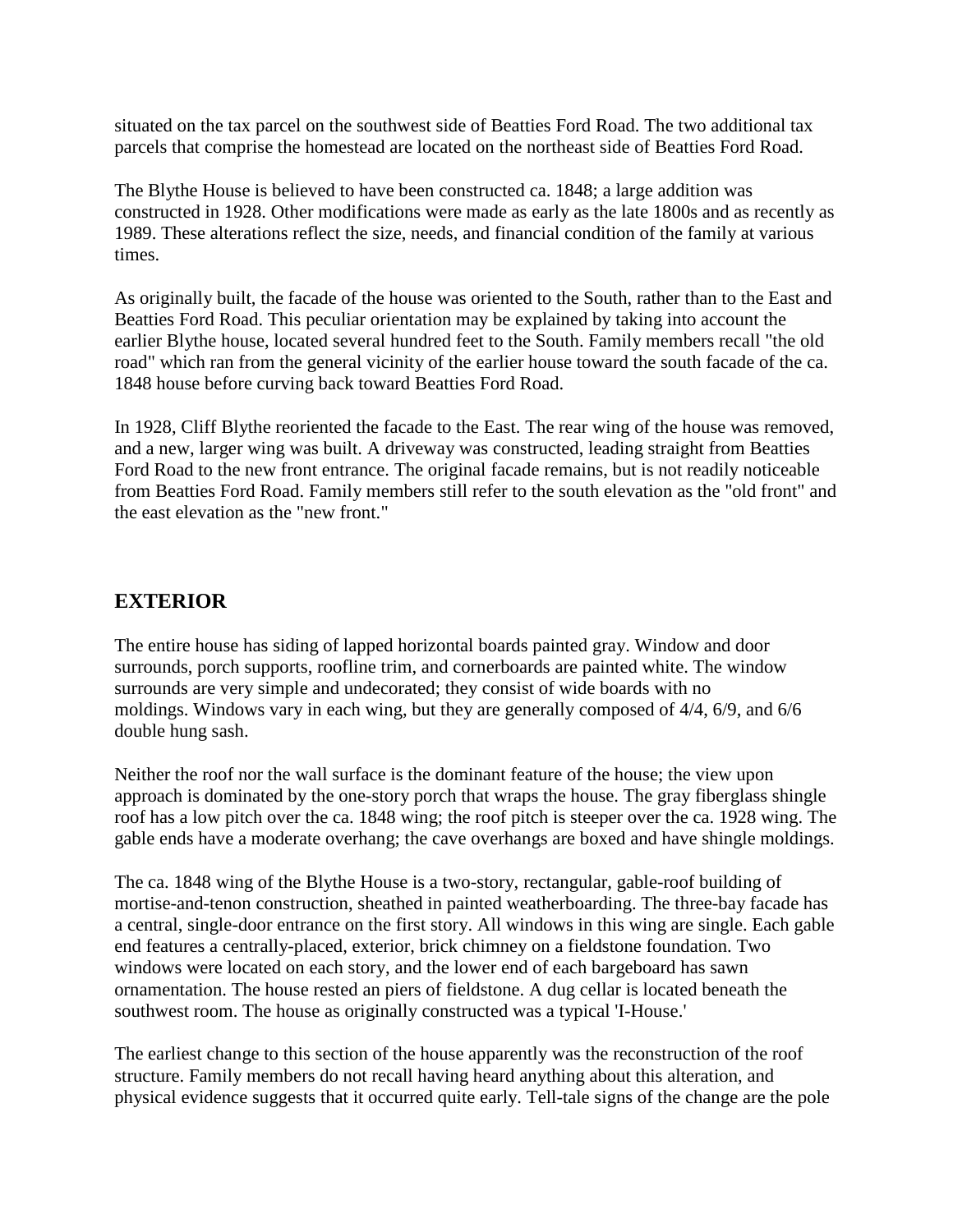situated on the tax parcel on the southwest side of Beatties Ford Road. The two additional tax parcels that comprise the homestead are located on the northeast side of Beatties Ford Road.

The Blythe House is believed to have been constructed ca. 1848; a large addition was constructed in 1928. Other modifications were made as early as the late 1800s and as recently as 1989. These alterations reflect the size, needs, and financial condition of the family at various times.

As originally built, the facade of the house was oriented to the South, rather than to the East and Beatties Ford Road. This peculiar orientation may be explained by taking into account the earlier Blythe house, located several hundred feet to the South. Family members recall "the old road" which ran from the general vicinity of the earlier house toward the south facade of the ca. 1848 house before curving back toward Beatties Ford Road.

In 1928, Cliff Blythe reoriented the facade to the East. The rear wing of the house was removed, and a new, larger wing was built. A driveway was constructed, leading straight from Beatties Ford Road to the new front entrance. The original facade remains, but is not readily noticeable from Beatties Ford Road. Family members still refer to the south elevation as the "old front" and the east elevation as the "new front."

## EXTERIOR

The entire house has siding of lapped horizontal boards painted gray. Window and door surrounds, porch supports, roofline trim, and cornerboards are painted white. The window surrounds are very simple and undecorated; they consist of wide boards with no moldings. Windows vary in each wing, but they are generally composed of 4/4, 6/9, and 6/6 double hung sash.

Neither the roof nor the wall surface is the dominant feature of the house; the view upon approach is dominated by the one-story porch that wraps the house. The gray fiberglass shingle roof has a low pitch over the ca. 1848 wing; the roof pitch is steeper over the ca. 1928 wing. The gable ends have a moderate overhang; the cave overhangs are boxed and have shingle moldings.

The ca. 1848 wing of the Blythe House is a two-story, rectangular, gable-roof building of mortise-and-tenon construction, sheathed in painted weatherboarding. The three-bay facade has a central, single-door entrance on the first story. All windows in this wing are single. Each gable end features a centrally-placed, exterior, brick chimney on a fieldstone foundation. Two windows were located on each story, and the lower end of each bargeboard has sawn ornamentation. The house rested an piers of fieldstone. A dug cellar is located beneath the southwest room. The house as originally constructed was a typical 'I-House.'

The earliest change to this section of the house apparently was the reconstruction of the roof structure. Family members do not recall having heard anything about this alteration, and physical evidence suggests that it occurred quite early. Tell-tale signs of the change are the pole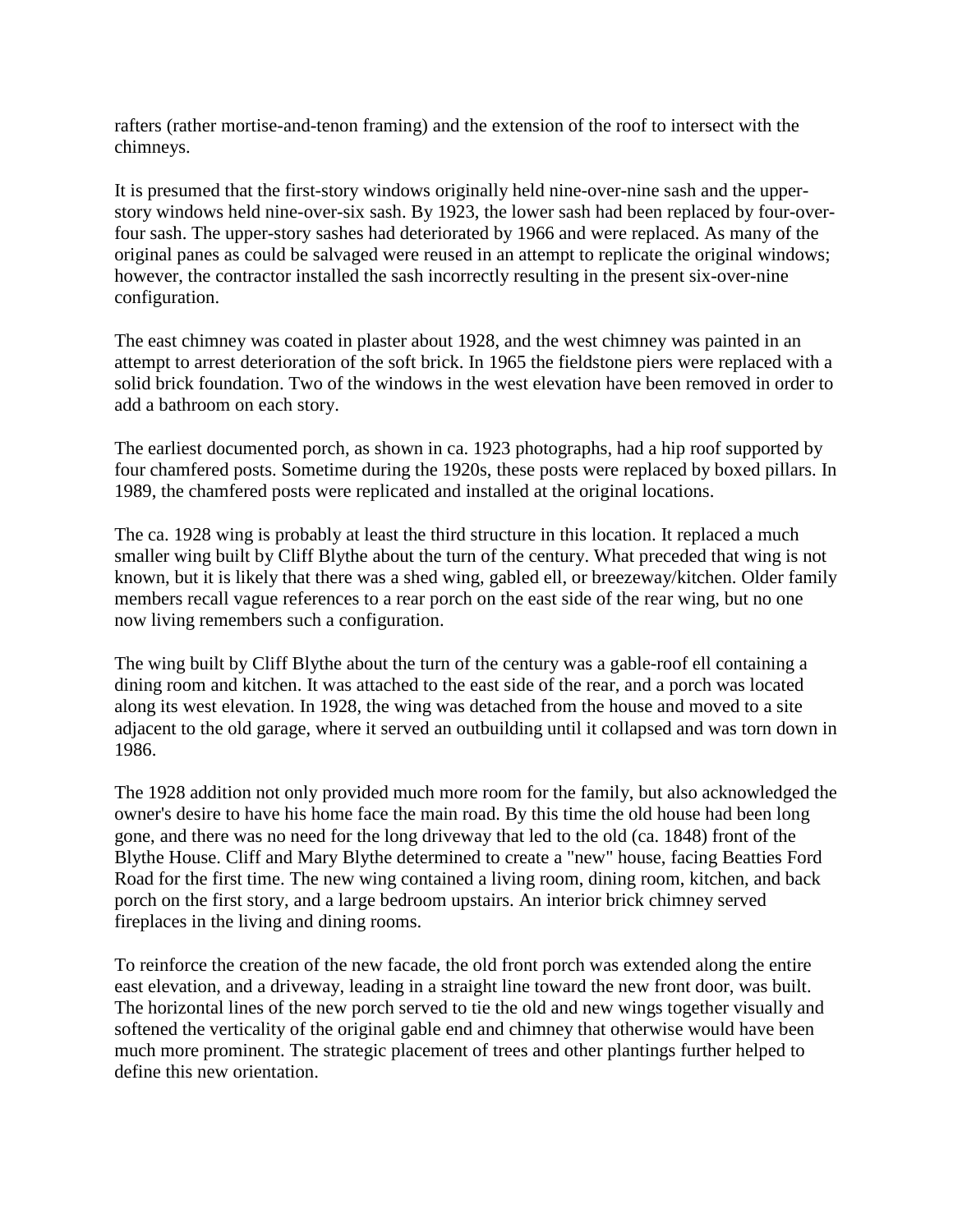rafters (rather mortise-and-tenon framing) and the extension of the roof to intersect with the chimneys.

It is presumed that the first-story windows originally held nine-over-nine sash and the upper-story windows held nine-over-six sash. By 1923, the lower sash had been replaced by four-over-four sash. The upper-story sashes had deteriorated by 1966 and were replaced. As many of the original panes as could be salvaged were reused in an attempt to replicate the original windows; however, the contractor installed the sash incorrectly resulting in the present six-over-nine configuration.

The east chimney was coated in plaster about 1928, and the west chimney was painted in an attempt to arrest deterioration of the soft brick. In 1965 the fieldstone piers were replaced with a solid brick foundation. Two of the windows in the west elevation have been removed in order to add a bathroom on each story.

The earliest documented porch, as shown in ca. 1923 photographs, had a hip roof supported by four chamfered posts. Sometime during the 1920s, these posts were replaced by boxed pillars. In 1989, the chamfered posts were replicated and installed at the original locations.

The ca. 1928 wing is probably at least the third structure in this location. It replaced a much smaller wing built by Cliff Blythe about the turn of the century. What preceded that wing is not known, but it is likely that there was a shed wing, gabled ell, or breezeway/kitchen. Older family members recall vague references to a rear porch on the east side of the rear wing, but no one now living remembers such a configuration.

The wing built by Cliff Blythe about the turn of the century was a gable-roof ell containing a dining room and kitchen. It was attached to the east side of the rear, and a porch was located along its west elevation. In 1928, the wing was detached from the house and moved to a site adjacent to the old garage, where it served an outbuilding until it collapsed and was torn down in 1986.

The 1928 addition not only provided much more room for the family, but also acknowledged the owner's desire to have his home face the main road. By this time the old house had been long gone, and there was no need for the long driveway that led to the old (ca. 1848) front of the Blythe House. Cliff and Mary Blythe determined to create a "new" house, facing Beatties Ford Road for the first time. The new wing contained a living room, dining room, kitchen, and back porch on the first story, and a large bedroom upstairs. An interior brick chimney served fireplaces in the living and dining rooms.

To reinforce the creation of the new facade, the old front porch was extended along the entire east elevation, and a driveway, leading in a straight line toward the new front door, was built. The horizontal lines of the new porch served to tie the old and new wings together visually and softened the verticality of the original gable end and chimney that otherwise would have been much more prominent. The strategic placement of trees and other plantings further helped to define this new orientation.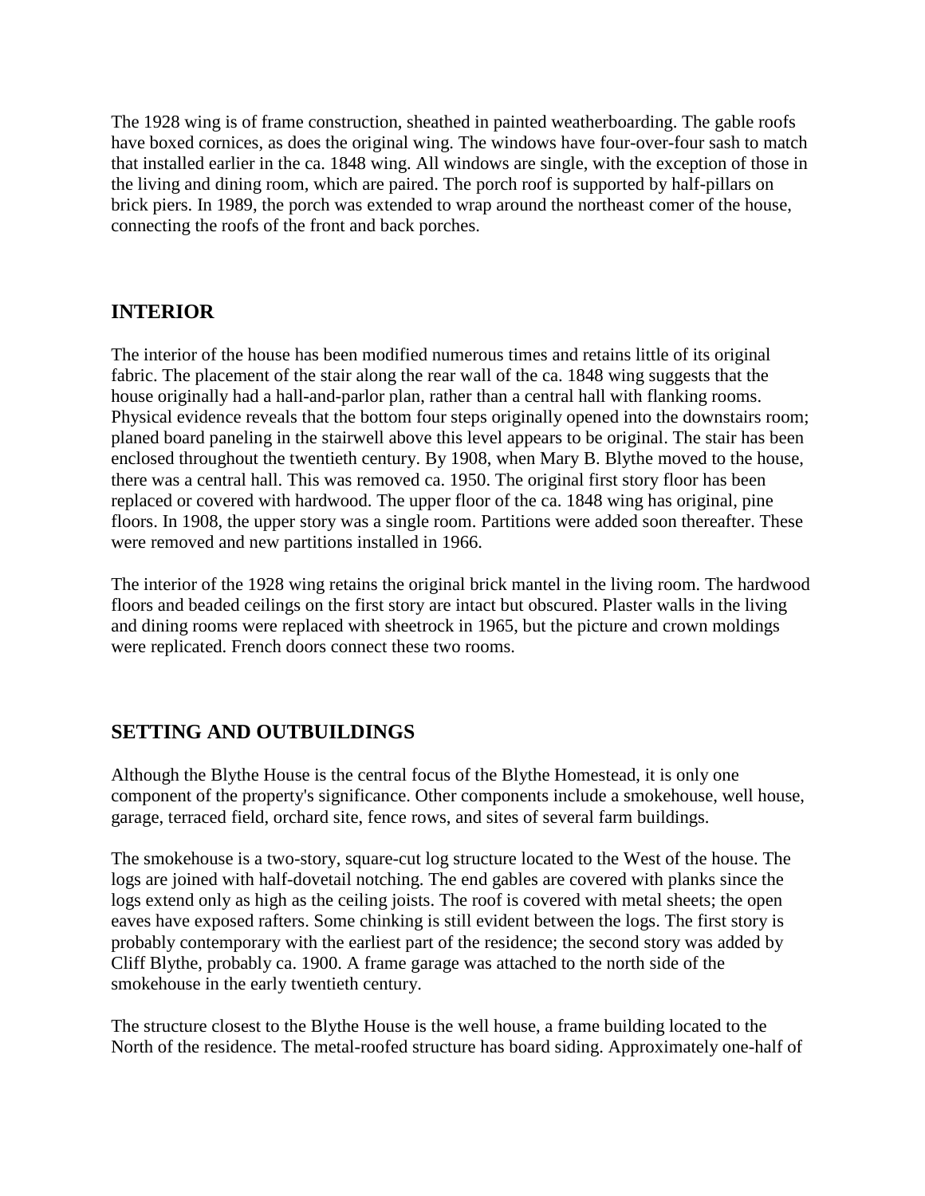The 1928 wing is of frame construction, sheathed in painted weatherboarding. The gable roofs have boxed cornices, as does the original wing. The windows have four-over-four sash to match that installed earlier in the ca. 1848 wing. All windows are single, with the exception of those in the living and dining room, which are paired. The porch roof is supported by half-pillars on brick piers. In 1989, the porch was extended to wrap around the northeast comer of the house, connecting the roofs of the front and back porches.

## INTERIOR

The interior of the house has been modified numerous times and retains little of its original fabric. The placement of the stair along the rear wall of the ca. 1848 wing suggests that the house originally had a hall-and-parlor plan, rather than a central hall with flanking rooms. Physical evidence reveals that the bottom four steps originally opened into the downstairs room; planed board paneling in the stairwell above this level appears to be original. The stair has been enclosed throughout the twentieth century. By 1908, when Mary B. Blythe moved to the house, there was a central hall. This was removed ca. 1950. The original first story floor has been replaced or covered with hardwood. The upper floor of the ca. 1848 wing has original, pine floors. In 1908, the upper story was a single room. Partitions were added soon thereafter. These were removed and new partitions installed in 1966.

The interior of the 1928 wing retains the original brick mantel in the living room. The hardwood floors and beaded ceilings on the first story are intact but obscured. Plaster walls in the living and dining rooms were replaced with sheetrock in 1965, but the picture and crown moldings were replicated. French doors connect these two rooms.

## SETTING AND OUTBUILDINGS

Although the Blythe House is the central focus of the Blythe Homestead, it is only one component of the property's significance. Other components include a smokehouse, well house, garage, terraced field, orchard site, fence rows, and sites of several farm buildings.

The smokehouse is a two-story, square-cut log structure located to the West of the house. The logs are joined with half-dovetail notching. The end gables are covered with planks since the logs extend only as high as the ceiling joists. The roof is covered with metal sheets; the open eaves have exposed rafters. Some chinking is still evident between the logs. The first story is probably contemporary with the earliest part of the residence; the second story was added by Cliff Blythe, probably ca. 1900. A frame garage was attached to the north side of the smokehouse in the early twentieth century.

The structure closest to the Blythe House is the well house, a frame building located to the North of the residence. The metal-roofed structure has board siding. Approximately one-half of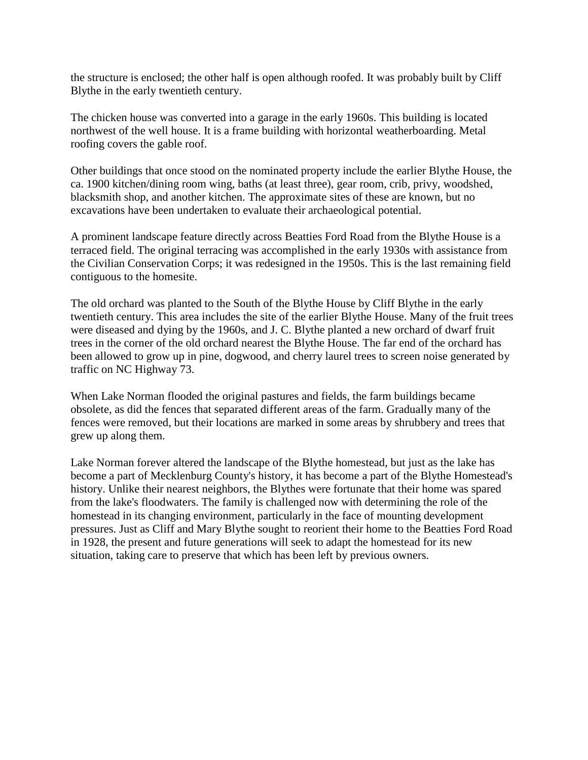the structure is enclosed; the other half is open although roofed. It was probably built by Cliff Blythe in the early twentieth century.

The chicken house was converted into a garage in the early 1960s. This building is located northwest of the well house. It is a frame building with horizontal weatherboarding. Metal roofing covers the gable roof.

Other buildings that once stood on the nominated property include the earlier Blythe House, the ca. 1900 kitchen/dining room wing, baths (at least three), gear room, crib, privy, woodshed, blacksmith shop, and another kitchen. The approximate sites of these are known, but no excavations have been undertaken to evaluate their archaeological potential.

A prominent landscape feature directly across Beatties Ford Road from the Blythe House is a terraced field. The original terracing was accomplished in the early 1930s with assistance from the Civilian Conservation Corps; it was redesigned in the 1950s. This is the last remaining field contiguous to the homesite.

The old orchard was planted to the South of the Blythe House by Cliff Blythe in the early twentieth century. This area includes the site of the earlier Blythe House. Many of the fruit trees were diseased and dying by the 1960s, and J. C. Blythe planted a new orchard of dwarf fruit trees in the corner of the old orchard nearest the Blythe House. The far end of the orchard has been allowed to grow up in pine, dogwood, and cherry laurel trees to screen noise generated by traffic on NC Highway 73.

When Lake Norman flooded the original pastures and fields, the farm buildings became obsolete, as did the fences that separated different areas of the farm. Gradually many of the fences were removed, but their locations are marked in some areas by shrubbery and trees that grew up along them.

Lake Norman forever altered the landscape of the Blythe homestead, but just as the lake has become a part of Mecklenburg County's history, it has become a part of the Blythe Homestead's history. Unlike their nearest neighbors, the Blythes were fortunate that their home was spared from the lake's floodwaters. The family is challenged now with determining the role of the homestead in its changing environment, particularly in the face of mounting development pressures. Just as Cliff and Mary Blythe sought to reorient their home to the Beatties Ford Road in 1928, the present and future generations will seek to adapt the homestead for its new situation, taking care to preserve that which has been left by previous owners.